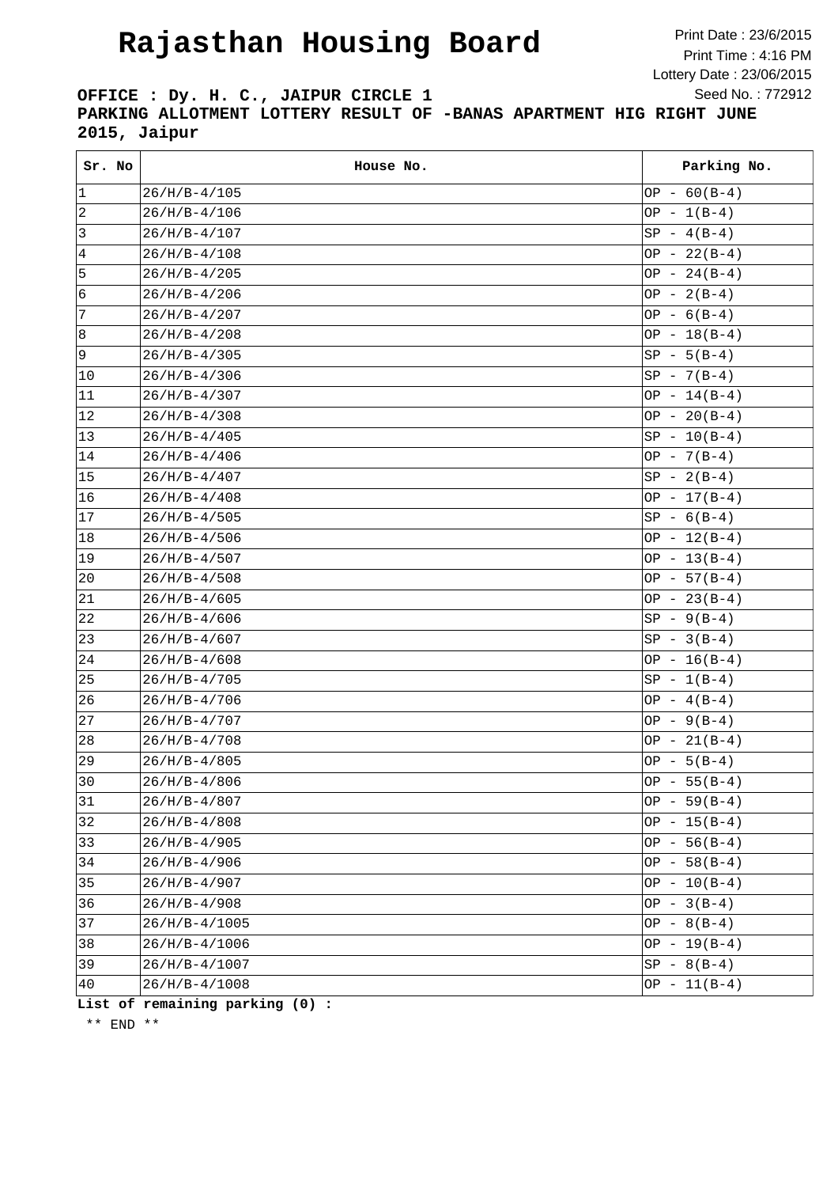# Rajasthan Housing Board

Print Date : 23/6/2015
Print Time : 4:16 PM
Lottery Date : 23/06/2015
Seed No. : 772912

**OFFICE : Dy. H. C., JAIPUR CIRCLE 1**
**PARKING ALLOTMENT LOTTERY RESULT OF -BANAS APARTMENT HIG RIGHT JUNE 2015, Jaipur**

| Sr. No | House No. | Parking No. |
|---|---|---|
| 1 | 26/H/B-4/105 | OP - 60(B-4) |
| 2 | 26/H/B-4/106 | OP - 1(B-4) |
| 3 | 26/H/B-4/107 | SP - 4(B-4) |
| 4 | 26/H/B-4/108 | OP - 22(B-4) |
| 5 | 26/H/B-4/205 | OP - 24(B-4) |
| 6 | 26/H/B-4/206 | OP - 2(B-4) |
| 7 | 26/H/B-4/207 | OP - 6(B-4) |
| 8 | 26/H/B-4/208 | OP - 18(B-4) |
| 9 | 26/H/B-4/305 | SP - 5(B-4) |
| 10 | 26/H/B-4/306 | SP - 7(B-4) |
| 11 | 26/H/B-4/307 | OP - 14(B-4) |
| 12 | 26/H/B-4/308 | OP - 20(B-4) |
| 13 | 26/H/B-4/405 | SP - 10(B-4) |
| 14 | 26/H/B-4/406 | OP - 7(B-4) |
| 15 | 26/H/B-4/407 | SP - 2(B-4) |
| 16 | 26/H/B-4/408 | OP - 17(B-4) |
| 17 | 26/H/B-4/505 | SP - 6(B-4) |
| 18 | 26/H/B-4/506 | OP - 12(B-4) |
| 19 | 26/H/B-4/507 | OP - 13(B-4) |
| 20 | 26/H/B-4/508 | OP - 57(B-4) |
| 21 | 26/H/B-4/605 | OP - 23(B-4) |
| 22 | 26/H/B-4/606 | SP - 9(B-4) |
| 23 | 26/H/B-4/607 | SP - 3(B-4) |
| 24 | 26/H/B-4/608 | OP - 16(B-4) |
| 25 | 26/H/B-4/705 | SP - 1(B-4) |
| 26 | 26/H/B-4/706 | OP - 4(B-4) |
| 27 | 26/H/B-4/707 | OP - 9(B-4) |
| 28 | 26/H/B-4/708 | OP - 21(B-4) |
| 29 | 26/H/B-4/805 | OP - 5(B-4) |
| 30 | 26/H/B-4/806 | OP - 55(B-4) |
| 31 | 26/H/B-4/807 | OP - 59(B-4) |
| 32 | 26/H/B-4/808 | OP - 15(B-4) |
| 33 | 26/H/B-4/905 | OP - 56(B-4) |
| 34 | 26/H/B-4/906 | OP - 58(B-4) |
| 35 | 26/H/B-4/907 | OP - 10(B-4) |
| 36 | 26/H/B-4/908 | OP - 3(B-4) |
| 37 | 26/H/B-4/1005 | OP - 8(B-4) |
| 38 | 26/H/B-4/1006 | OP - 19(B-4) |
| 39 | 26/H/B-4/1007 | SP - 8(B-4) |
| 40 | 26/H/B-4/1008 | OP - 11(B-4) |

**List of remaining parking (0) :**

** END **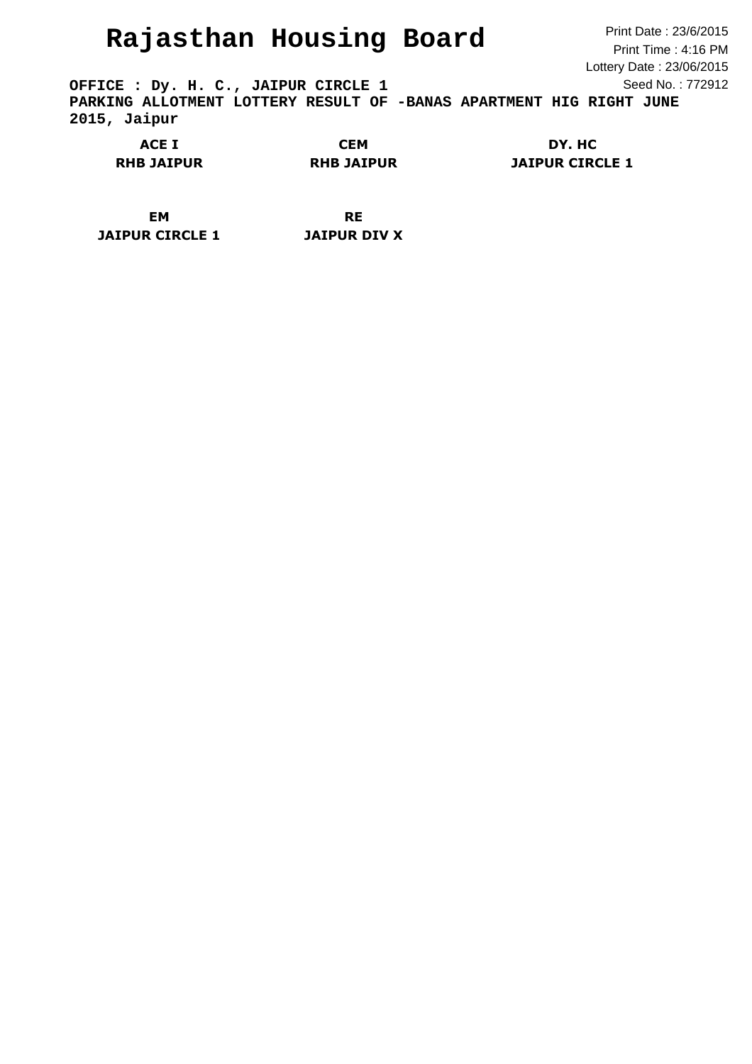# Rajasthan Housing Board

Print Date : 23/6/2015
Print Time : 4:16 PM
Lottery Date : 23/06/2015
Seed No. : 772912

**OFFICE : Dy. H. C., JAIPUR CIRCLE 1**

**PARKING ALLOTMENT LOTTERY RESULT OF -BANAS APARTMENT HIG RIGHT JUNE 2015, Jaipur**

| | | |
|---|---|---|
| **ACE I**<br>**RHB JAIPUR** | **CEM**<br>**RHB JAIPUR** | **DY. HC**<br>**JAIPUR CIRCLE 1** |
| **EM**<br>**JAIPUR CIRCLE 1** | **RE**<br>**JAIPUR DIV X** | |